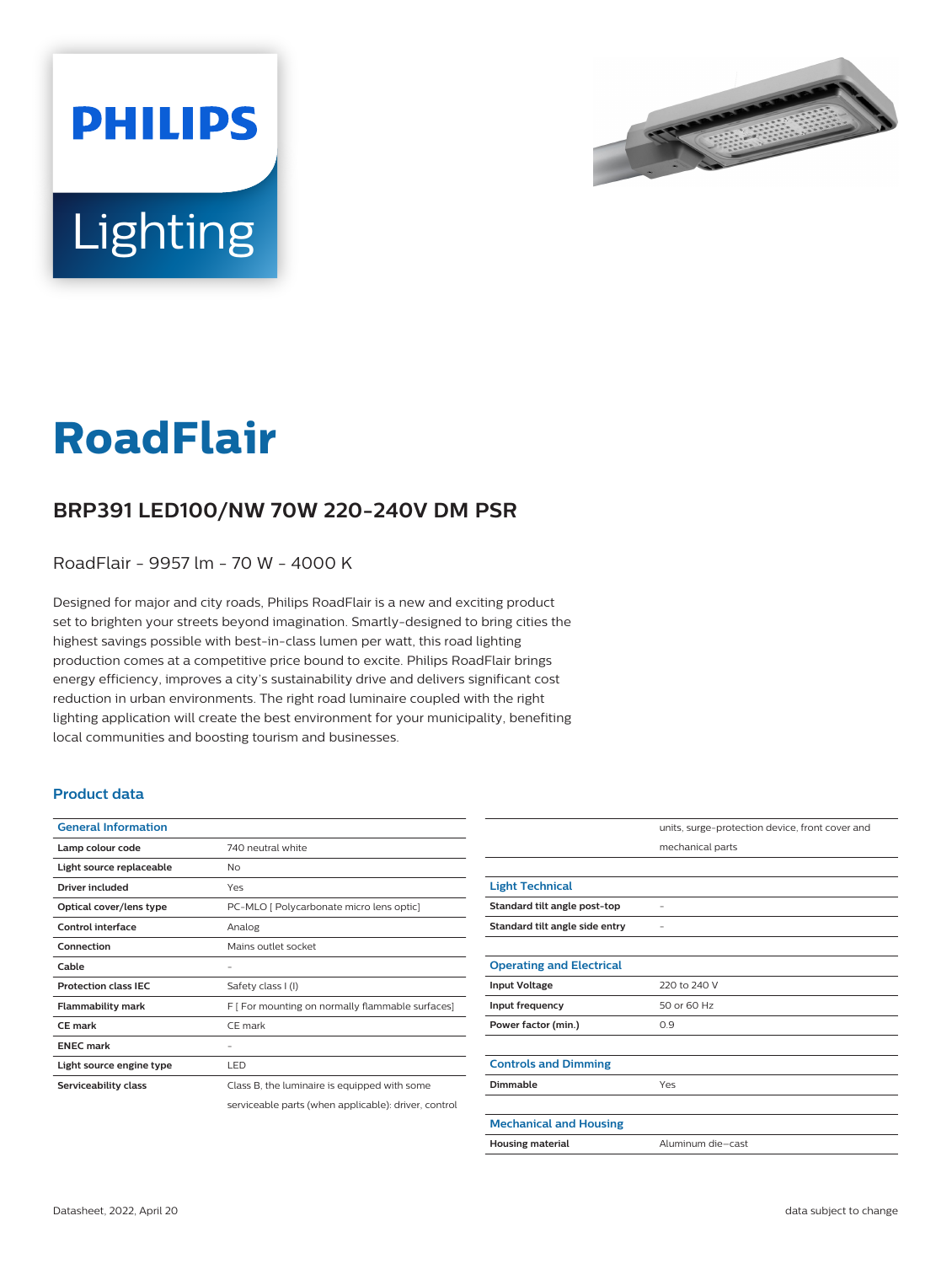PHILIPS

Lighting

# RoadFlair

## BRP391 LED100/NW 70W 220-240V DM PSR

RoadFlair - 9957 lm - 70 W - 4000 K

Designed for major and city roads, Philips RoadFlair is a new and exciting product set to brighten your streets beyond imagination. Smartly-designed to bring cities the highest savings possible with best-in-class lumen per watt, this road lighting production comes at a competitive price bound to excite. Philips RoadFlair brings energy efficiency, improves a city's sustainability drive and delivers significant cost reduction in urban environments. The right road luminaire coupled with the right lighting application will create the best environment for your municipality, benefiting local communities and boosting tourism and businesses.

### Product data

| General Information | |
|---|---|
| **Lamp colour code** | 740 neutral white |
| **Light source replaceable** | No |
| **Driver included** | Yes |
| **Optical cover/lens type** | PC-MLO [ Polycarbonate micro lens optic] |
| **Control interface** | Analog |
| **Connection** | Mains outlet socket |
| **Cable** | - |
| **Protection class IEC** | Safety class I (I) |
| **Flammability mark** | F [ For mounting on normally flammable surfaces] |
| **CE mark** | CE mark |
| **ENEC mark** | - |
| **Light source engine type** | LED |
| **Serviceability class** | Class B, the luminaire is equipped with some serviceable parts (when applicable): driver, control units, surge-protection device, front cover and mechanical parts |

| Light Technical | |
|---|---|
| **Standard tilt angle post-top** | - |
| **Standard tilt angle side entry** | - |

| Operating and Electrical | |
|---|---|
| **Input Voltage** | 220 to 240 V |
| **Input frequency** | 50 or 60 Hz |
| **Power factor (min.)** | 0.9 |

| Controls and Dimming | |
|---|---|
| **Dimmable** | Yes |

| Mechanical and Housing | |
|---|---|
| **Housing material** | Aluminum die-cast |

Datasheet, 2022, April 20

data subject to change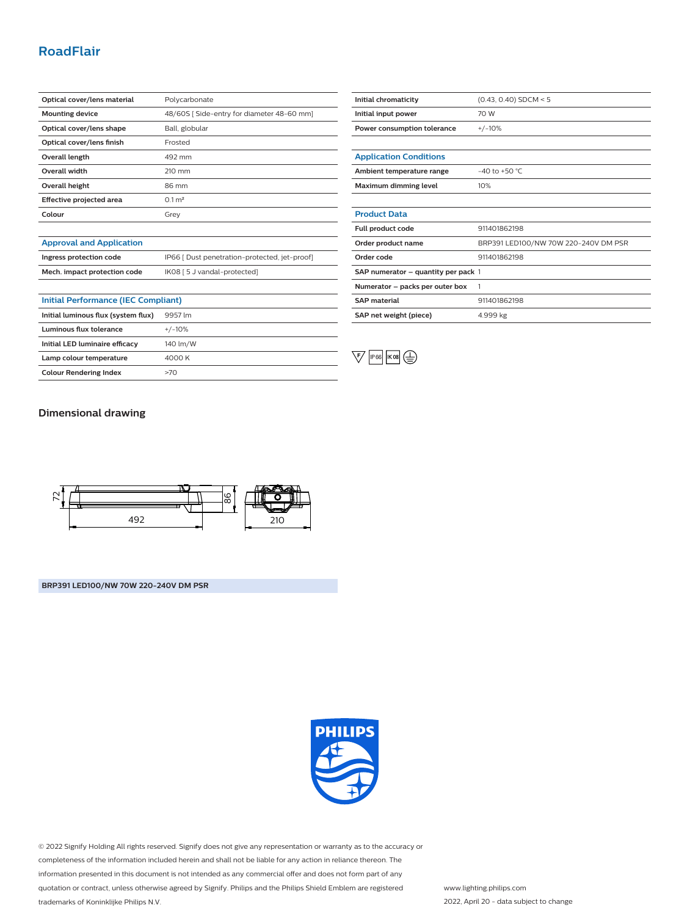## RoadFlair

| | |
|---|---|
| **Optical cover/lens material** | Polycarbonate |
| **Mounting device** | 48/60S [ Side-entry for diameter 48-60 mm] |
| **Optical cover/lens shape** | Ball, globular |
| **Optical cover/lens finish** | Frosted |
| **Overall length** | 492 mm |
| **Overall width** | 210 mm |
| **Overall height** | 86 mm |
| **Effective projected area** | 0.1 m² |
| **Colour** | Grey |

### Approval and Application

| | |
|---|---|
| **Ingress protection code** | IP66 [ Dust penetration-protected, jet-proof] |
| **Mech. impact protection code** | IK08 [ 5 J vandal-protected] |

### Initial Performance (IEC Compliant)

| | |
|---|---|
| **Initial luminous flux (system flux)** | 9957 lm |
| **Luminous flux tolerance** | +/-10% |
| **Initial LED luminaire efficacy** | 140 lm/W |
| **Lamp colour temperature** | 4000 K |
| **Colour Rendering Index** | >70 |

| | |
|---|---|
| **Initial chromaticity** | (0.43, 0.40) SDCM < 5 |
| **Initial input power** | 70 W |
| **Power consumption tolerance** | +/-10% |

### Application Conditions

| | |
|---|---|
| **Ambient temperature range** | -40 to +50 °C |
| **Maximum dimming level** | 10% |

### Product Data

| | |
|---|---|
| **Full product code** | 911401862198 |
| **Order product name** | BRP391 LED100/NW 70W 220-240V DM PSR |
| **Order code** | 911401862198 |
| **SAP numerator – quantity per pack** | 1 |
| **Numerator – packs per outer box** | 1 |
| **SAP material** | 911401862198 |
| **SAP net weight (piece)** | 4.999 kg |

F IP66 IK08

## Dimensional drawing

72
86
492
210

**BRP391 LED100/NW 70W 220-240V DM PSR**

PHILIPS

© 2022 Signify Holding All rights reserved. Signify does not give any representation or warranty as to the accuracy or completeness of the information included herein and shall not be liable for any action in reliance thereon. The information presented in this document is not intended as any commercial offer and does not form part of any quotation or contract, unless otherwise agreed by Signify. Philips and the Philips Shield Emblem are registered trademarks of Koninklijke Philips N.V.

www.lighting.philips.com

2022, April 20 - data subject to change